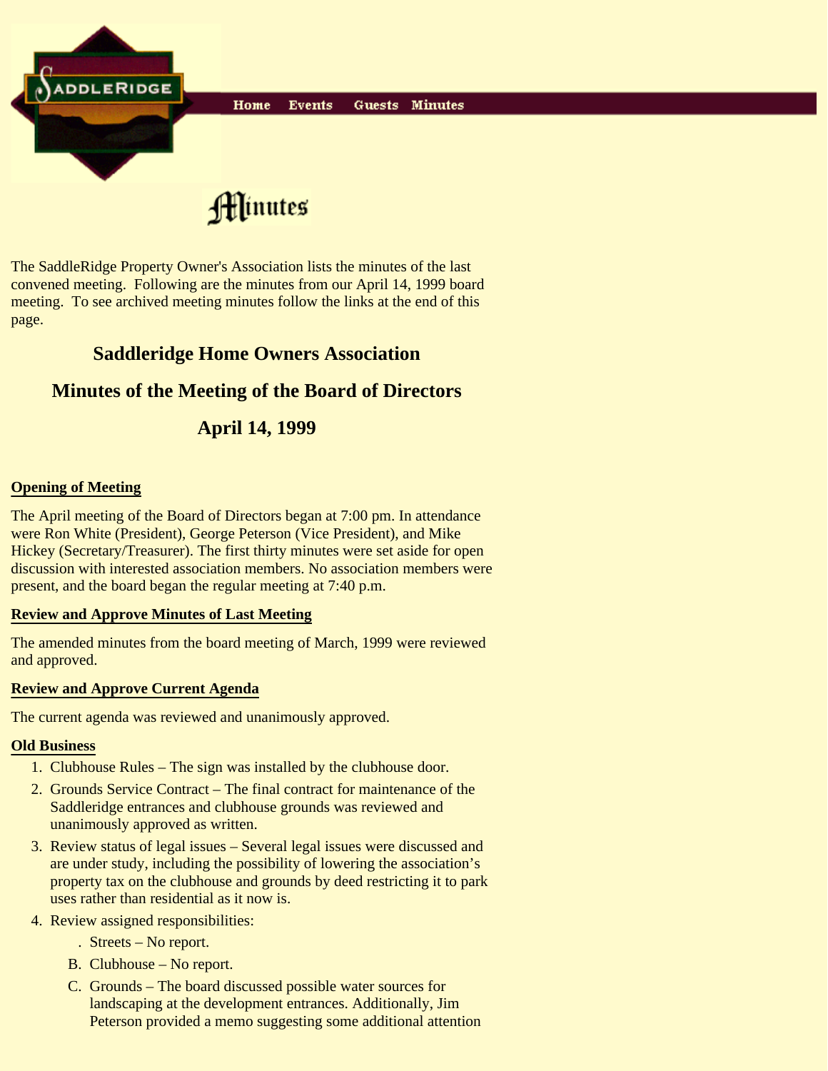Home Events Guests Minutes

# Minutes

The SaddleRidge Property Owner's Association lists the minutes of the last convened meeting. Following are the minutes from our April 14, 1999 board meeting. To see archived meeting minutes follow the links at the end of this page.

## Saddleridge Home Owners Association

## Minutes of the Meeting of the Board of Directors

## April 14, 1999

**Opening of Meeting**

The April meeting of the Board of Directors began at 7:00 pm. In attendance were Ron White (President), George Peterson (Vice President), and Mike Hickey (Secretary/Treasurer). The first thirty minutes were set aside for open discussion with interested association members. No association members were present, and the board began the regular meeting at 7:40 p.m.

**Review and Approve Minutes of Last Meeting**

The amended minutes from the board meeting of March, 1999 were reviewed and approved.

**Review and Approve Current Agenda**

The current agenda was reviewed and unanimously approved.

**Old Business**

1. Clubhouse Rules – The sign was installed by the clubhouse door.
2. Grounds Service Contract – The final contract for maintenance of the Saddleridge entrances and clubhouse grounds was reviewed and unanimously approved as written.
3. Review status of legal issues – Several legal issues were discussed and are under study, including the possibility of lowering the association's property tax on the clubhouse and grounds by deed restricting it to park uses rather than residential as it now is.
4. Review assigned responsibilities:
   . Streets – No report.
   B. Clubhouse – No report.
   C. Grounds – The board discussed possible water sources for landscaping at the development entrances. Additionally, Jim Peterson provided a memo suggesting some additional attention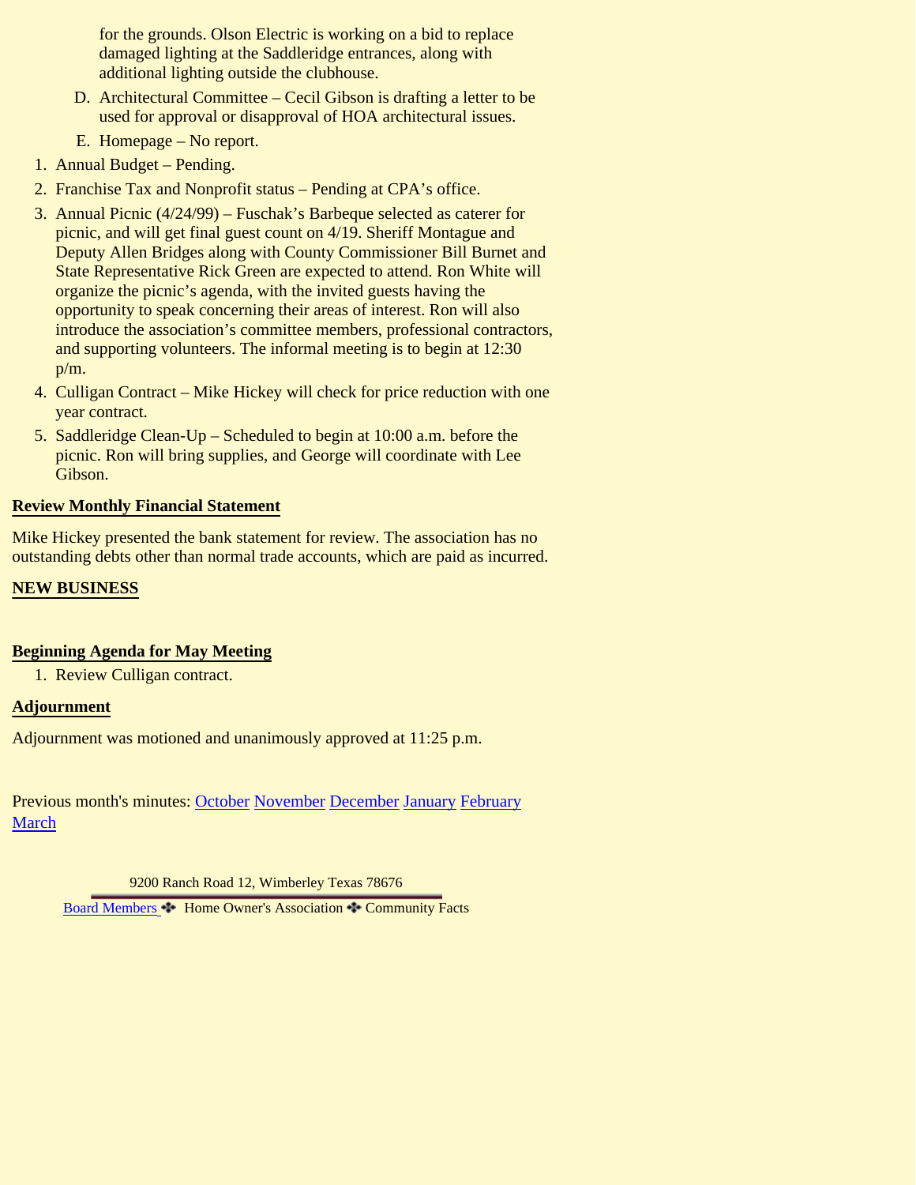for the grounds. Olson Electric is working on a bid to replace damaged lighting at the Saddleridge entrances, along with additional lighting outside the clubhouse.

D. Architectural Committee – Cecil Gibson is drafting a letter to be used for approval or disapproval of HOA architectural issues.

E. Homepage – No report.

1. Annual Budget – Pending.
2. Franchise Tax and Nonprofit status – Pending at CPA's office.
3. Annual Picnic (4/24/99) – Fuschak's Barbeque selected as caterer for picnic, and will get final guest count on 4/19. Sheriff Montague and Deputy Allen Bridges along with County Commissioner Bill Burnet and State Representative Rick Green are expected to attend. Ron White will organize the picnic's agenda, with the invited guests having the opportunity to speak concerning their areas of interest. Ron will also introduce the association's committee members, professional contractors, and supporting volunteers. The informal meeting is to begin at 12:30 p/m.
4. Culligan Contract – Mike Hickey will check for price reduction with one year contract.
5. Saddleridge Clean-Up – Scheduled to begin at 10:00 a.m. before the picnic. Ron will bring supplies, and George will coordinate with Lee Gibson.

**Review Monthly Financial Statement**

Mike Hickey presented the bank statement for review. The association has no outstanding debts other than normal trade accounts, which are paid as incurred.

**NEW BUSINESS**

**Beginning Agenda for May Meeting**

1. Review Culligan contract.

**Adjournment**

Adjournment was motioned and unanimously approved at 11:25 p.m.

Previous month's minutes: October November December January February March

9200 Ranch Road 12, Wimberley Texas 78676

Board Members ✤ Home Owner's Association ✤ Community Facts